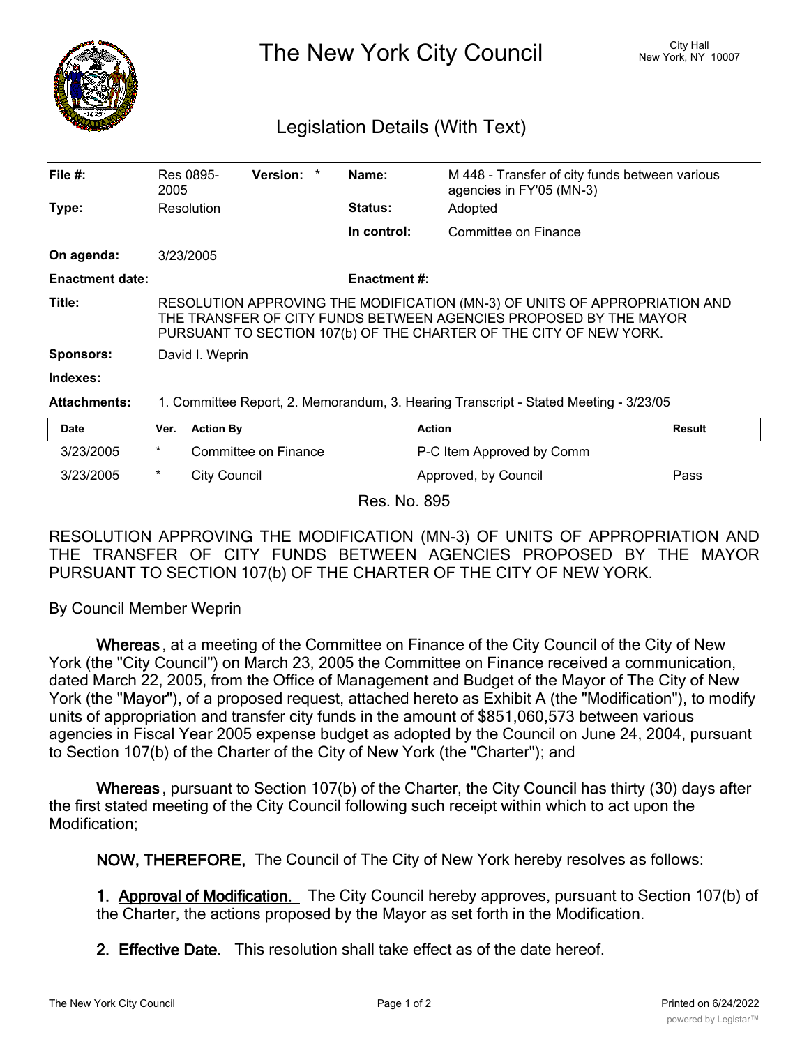# The New York City Council

City Hall
New York, NY 10007

## Legislation Details (With Text)

| | | | |
|---|---|---|---|
| **File #:** | Res 0895-2005 **Version:** * | **Name:** | M 448 - Transfer of city funds between various agencies in FY'05 (MN-3) |
| **Type:** | Resolution | **Status:** | Adopted |
| | | **In control:** | Committee on Finance |
| **On agenda:** | 3/23/2005 | | |
| **Enactment date:** | | **Enactment #:** | |

**Title:** RESOLUTION APPROVING THE MODIFICATION (MN-3) OF UNITS OF APPROPRIATION AND THE TRANSFER OF CITY FUNDS BETWEEN AGENCIES PROPOSED BY THE MAYOR PURSUANT TO SECTION 107(b) OF THE CHARTER OF THE CITY OF NEW YORK.

**Sponsors:** David I. Weprin

**Indexes:**

**Attachments:** 1. Committee Report, 2. Memorandum, 3. Hearing Transcript - Stated Meeting - 3/23/05

| Date | Ver. | Action By | Action | Result |
|---|---|---|---|---|
| 3/23/2005 | * | Committee on Finance | P-C Item Approved by Comm | |
| 3/23/2005 | * | City Council | Approved, by Council | Pass |

Res. No. 895

RESOLUTION APPROVING THE MODIFICATION (MN-3) OF UNITS OF APPROPRIATION AND THE TRANSFER OF CITY FUNDS BETWEEN AGENCIES PROPOSED BY THE MAYOR PURSUANT TO SECTION 107(b) OF THE CHARTER OF THE CITY OF NEW YORK.

By Council Member Weprin

**Whereas**, at a meeting of the Committee on Finance of the City Council of the City of New York (the "City Council") on March 23, 2005 the Committee on Finance received a communication, dated March 22, 2005, from the Office of Management and Budget of the Mayor of The City of New York (the "Mayor"), of a proposed request, attached hereto as Exhibit A (the "Modification"), to modify units of appropriation and transfer city funds in the amount of $851,060,573 between various agencies in Fiscal Year 2005 expense budget as adopted by the Council on June 24, 2004, pursuant to Section 107(b) of the Charter of the City of New York (the "Charter"); and

**Whereas**, pursuant to Section 107(b) of the Charter, the City Council has thirty (30) days after the first stated meeting of the City Council following such receipt within which to act upon the Modification;

**NOW, THEREFORE,** The Council of The City of New York hereby resolves as follows:

**1. Approval of Modification.** The City Council hereby approves, pursuant to Section 107(b) of the Charter, the actions proposed by the Mayor as set forth in the Modification.

**2. Effective Date.** This resolution shall take effect as of the date hereof.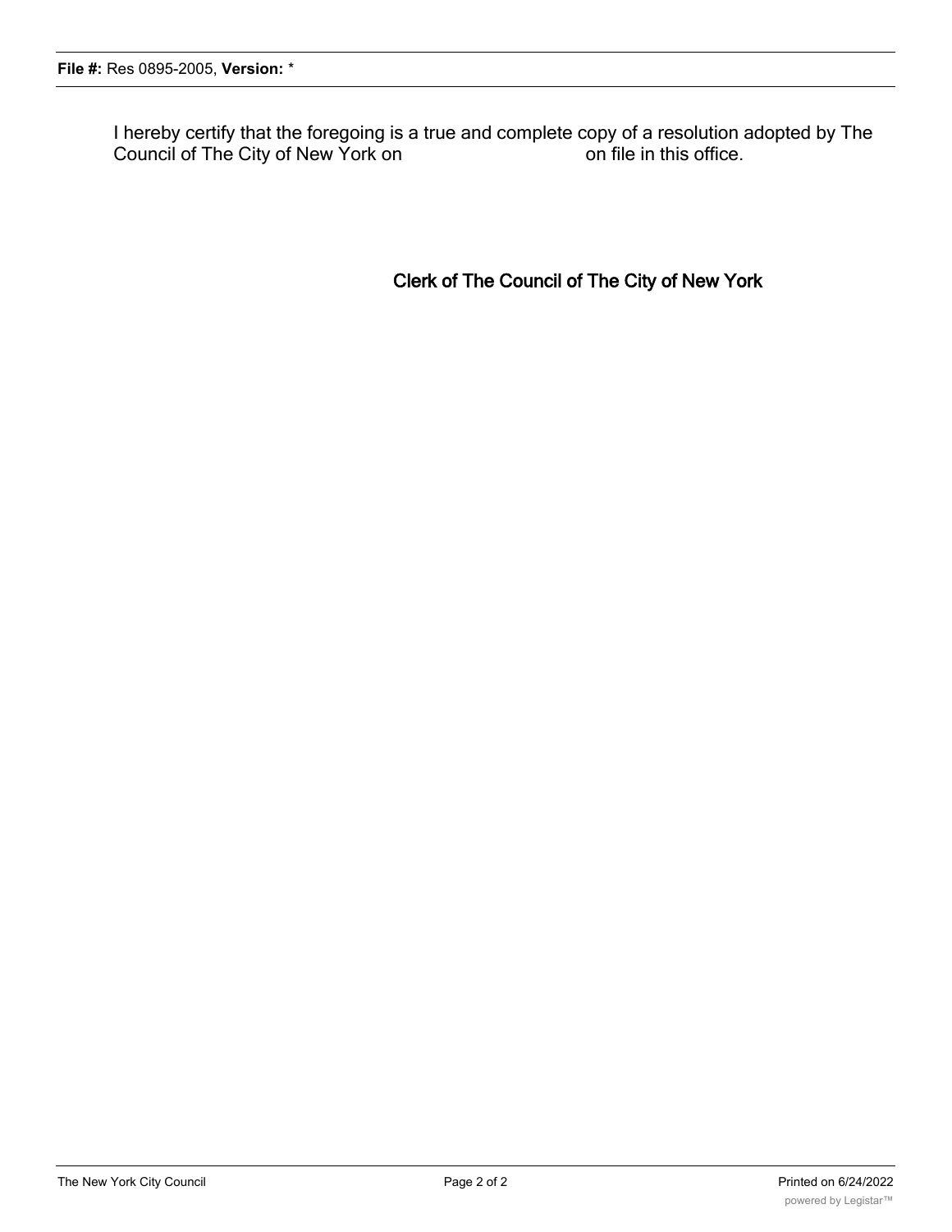I hereby certify that the foregoing is a true and complete copy of a resolution adopted by The Council of The City of New York on                                        on file in this office.

Clerk of The Council of The City of New York